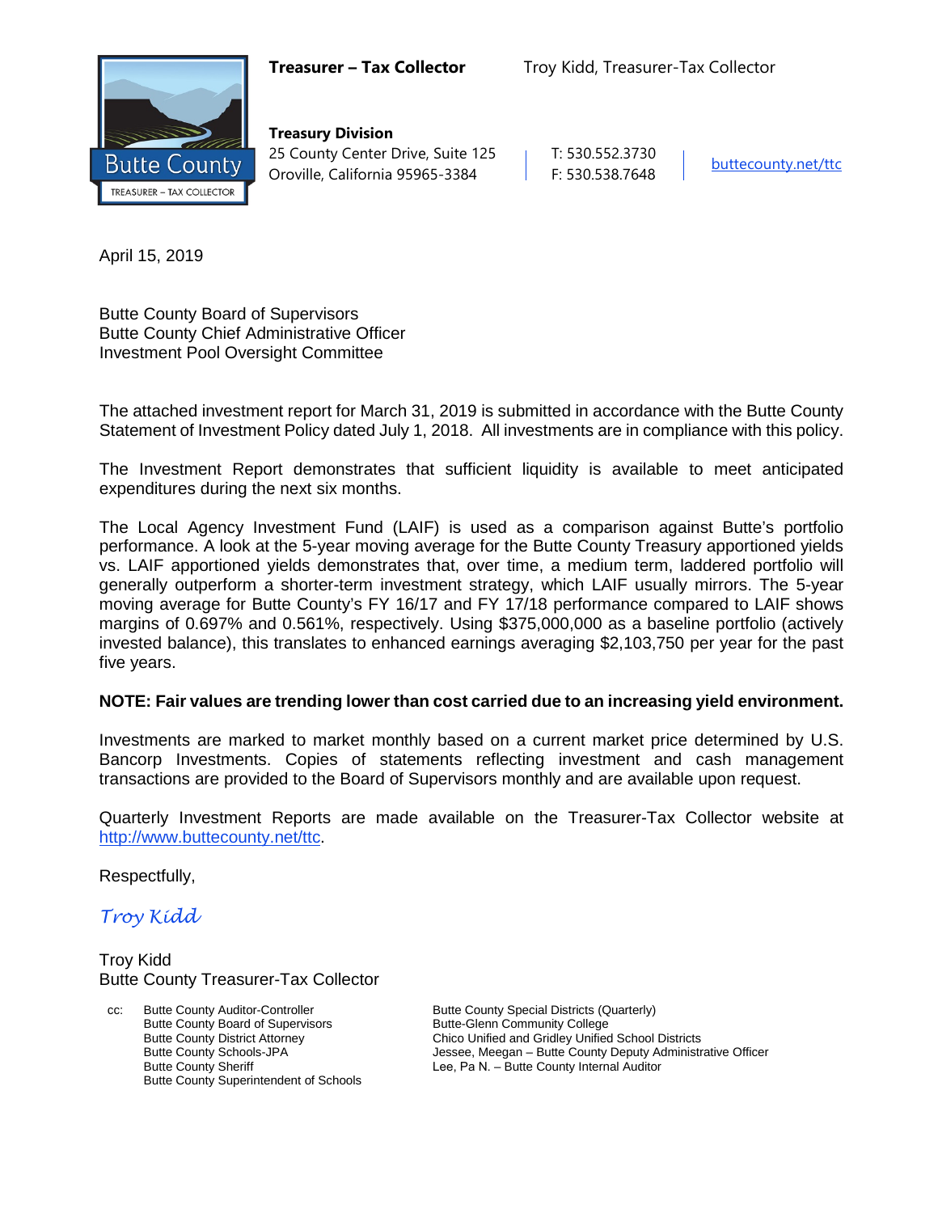**Treasurer – Tax Collector** Troy Kidd, Treasurer-Tax Collector

**Treasury Division**
25 County Center Drive, Suite 125
Oroville, California 95965-3384

T: 530.552.3730
F: 530.538.7648

buttecounty.net/ttc

April 15, 2019

Butte County Board of Supervisors
Butte County Chief Administrative Officer
Investment Pool Oversight Committee

The attached investment report for March 31, 2019 is submitted in accordance with the Butte County Statement of Investment Policy dated July 1, 2018. All investments are in compliance with this policy.

The Investment Report demonstrates that sufficient liquidity is available to meet anticipated expenditures during the next six months.

The Local Agency Investment Fund (LAIF) is used as a comparison against Butte's portfolio performance. A look at the 5-year moving average for the Butte County Treasury apportioned yields vs. LAIF apportioned yields demonstrates that, over time, a medium term, laddered portfolio will generally outperform a shorter-term investment strategy, which LAIF usually mirrors. The 5-year moving average for Butte County's FY 16/17 and FY 17/18 performance compared to LAIF shows margins of 0.697% and 0.561%, respectively. Using $375,000,000 as a baseline portfolio (actively invested balance), this translates to enhanced earnings averaging $2,103,750 per year for the past five years.

**NOTE: Fair values are trending lower than cost carried due to an increasing yield environment.**

Investments are marked to market monthly based on a current market price determined by U.S. Bancorp Investments. Copies of statements reflecting investment and cash management transactions are provided to the Board of Supervisors monthly and are available upon request.

Quarterly Investment Reports are made available on the Treasurer-Tax Collector website at http://www.buttecounty.net/ttc.

Respectfully,

*Troy Kidd*

Troy Kidd
Butte County Treasurer-Tax Collector

cc: Butte County Auditor-Controller
Butte County Board of Supervisors
Butte County District Attorney
Butte County Schools-JPA
Butte County Sheriff
Butte County Superintendent of Schools
Butte County Special Districts (Quarterly)
Butte-Glenn Community College
Chico Unified and Gridley Unified School Districts
Jessee, Meegan – Butte County Deputy Administrative Officer
Lee, Pa N. – Butte County Internal Auditor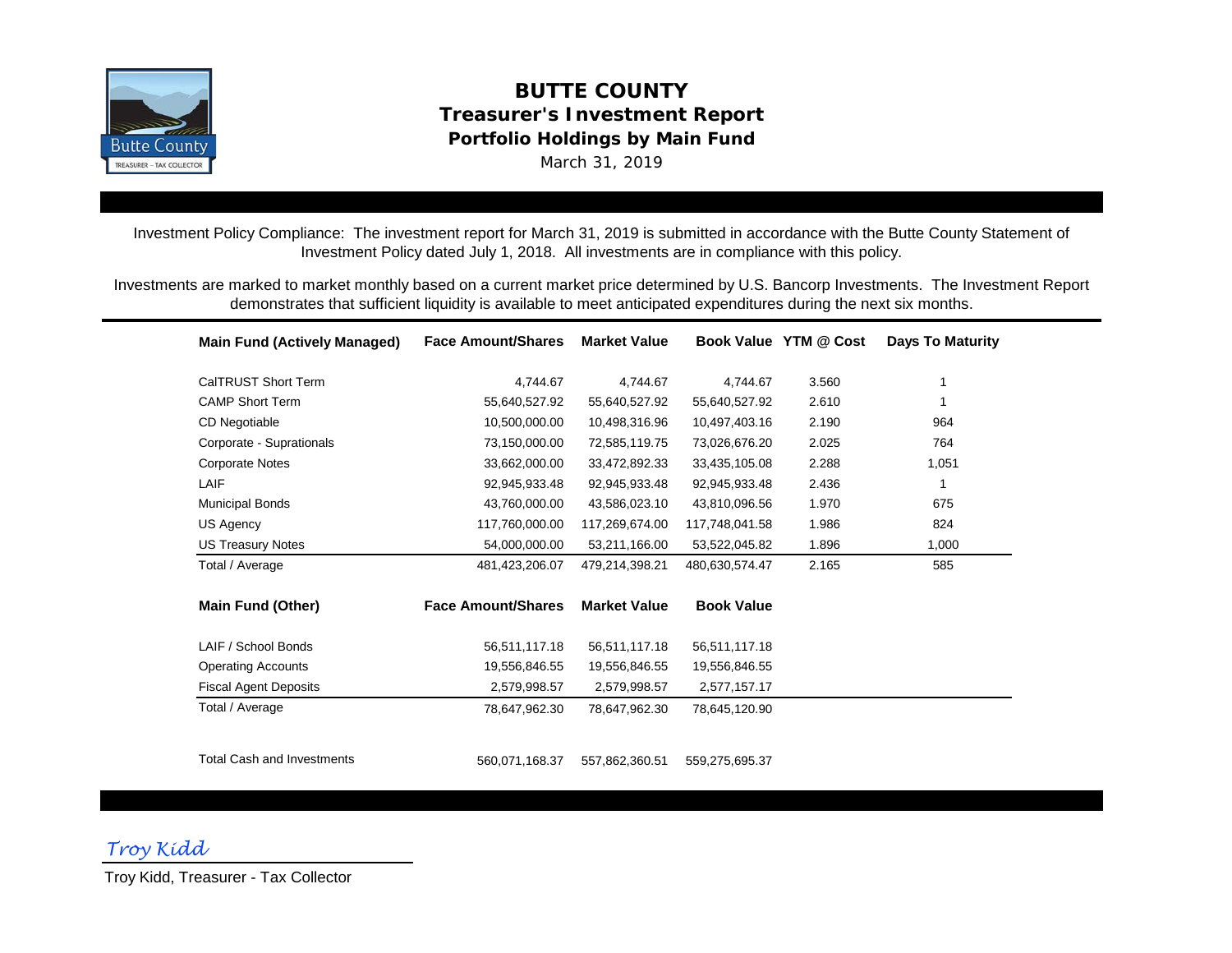# BUTTE COUNTY

## Treasurer's Investment Report

### Portfolio Holdings by Main Fund

March 31, 2019

Investment Policy Compliance: The investment report for March 31, 2019 is submitted in accordance with the Butte County Statement of Investment Policy dated July 1, 2018. All investments are in compliance with this policy.

Investments are marked to market monthly based on a current market price determined by U.S. Bancorp Investments. The Investment Report demonstrates that sufficient liquidity is available to meet anticipated expenditures during the next six months.

| Main Fund (Actively Managed) | Face Amount/Shares | Market Value | Book Value | YTM @ Cost | Days To Maturity |
|---|---|---|---|---|---|
| CalTRUST Short Term | 4,744.67 | 4,744.67 | 4,744.67 | 3.560 | 1 |
| CAMP Short Term | 55,640,527.92 | 55,640,527.92 | 55,640,527.92 | 2.610 | 1 |
| CD Negotiable | 10,500,000.00 | 10,498,316.96 | 10,497,403.16 | 2.190 | 964 |
| Corporate - Supranationals | 73,150,000.00 | 72,585,119.75 | 73,026,676.20 | 2.025 | 764 |
| Corporate Notes | 33,662,000.00 | 33,472,892.33 | 33,435,105.08 | 2.288 | 1,051 |
| LAIF | 92,945,933.48 | 92,945,933.48 | 92,945,933.48 | 2.436 | 1 |
| Municipal Bonds | 43,760,000.00 | 43,586,023.10 | 43,810,096.56 | 1.970 | 675 |
| US Agency | 117,760,000.00 | 117,269,674.00 | 117,748,041.58 | 1.986 | 824 |
| US Treasury Notes | 54,000,000.00 | 53,211,166.00 | 53,522,045.82 | 1.896 | 1,000 |
| Total / Average | 481,423,206.07 | 479,214,398.21 | 480,630,574.47 | 2.165 | 585 |

| Main Fund (Other) | Face Amount/Shares | Market Value | Book Value |
|---|---|---|---|
| LAIF / School Bonds | 56,511,117.18 | 56,511,117.18 | 56,511,117.18 |
| Operating Accounts | 19,556,846.55 | 19,556,846.55 | 19,556,846.55 |
| Fiscal Agent Deposits | 2,579,998.57 | 2,579,998.57 | 2,577,157.17 |
| Total / Average | 78,647,962.30 | 78,647,962.30 | 78,645,120.90 |
| | | | |
| Total Cash and Investments | 560,071,168.37 | 557,862,360.51 | 559,275,695.37 |

*Troy Kidd*

Troy Kidd, Treasurer - Tax Collector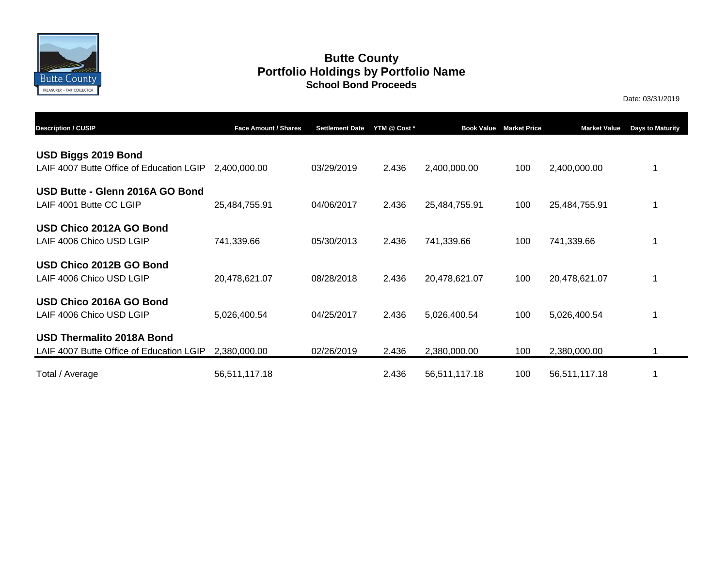# Butte County

## Portfolio Holdings by Portfolio Name

### School Bond Proceeds

Date: 03/31/2019

| Description / CUSIP | Face Amount / Shares | Settlement Date | YTM @ Cost * | Book Value | Market Price | Market Value | Days to Maturity |
|---|---|---|---|---|---|---|---|
| **USD Biggs 2019 Bond** | | | | | | | |
| LAIF 4007 Butte Office of Education LGIP | 2,400,000.00 | 03/29/2019 | 2.436 | 2,400,000.00 | 100 | 2,400,000.00 | 1 |
| **USD Butte - Glenn 2016A GO Bond** | | | | | | | |
| LAIF 4001 Butte CC LGIP | 25,484,755.91 | 04/06/2017 | 2.436 | 25,484,755.91 | 100 | 25,484,755.91 | 1 |
| **USD Chico 2012A GO Bond** | | | | | | | |
| LAIF 4006 Chico USD LGIP | 741,339.66 | 05/30/2013 | 2.436 | 741,339.66 | 100 | 741,339.66 | 1 |
| **USD Chico 2012B GO Bond** | | | | | | | |
| LAIF 4006 Chico USD LGIP | 20,478,621.07 | 08/28/2018 | 2.436 | 20,478,621.07 | 100 | 20,478,621.07 | 1 |
| **USD Chico 2016A GO Bond** | | | | | | | |
| LAIF 4006 Chico USD LGIP | 5,026,400.54 | 04/25/2017 | 2.436 | 5,026,400.54 | 100 | 5,026,400.54 | 1 |
| **USD Thermalito 2018A Bond** | | | | | | | |
| LAIF 4007 Butte Office of Education LGIP | 2,380,000.00 | 02/26/2019 | 2.436 | 2,380,000.00 | 100 | 2,380,000.00 | 1 |
| Total / Average | 56,511,117.18 | | 2.436 | 56,511,117.18 | 100 | 56,511,117.18 | 1 |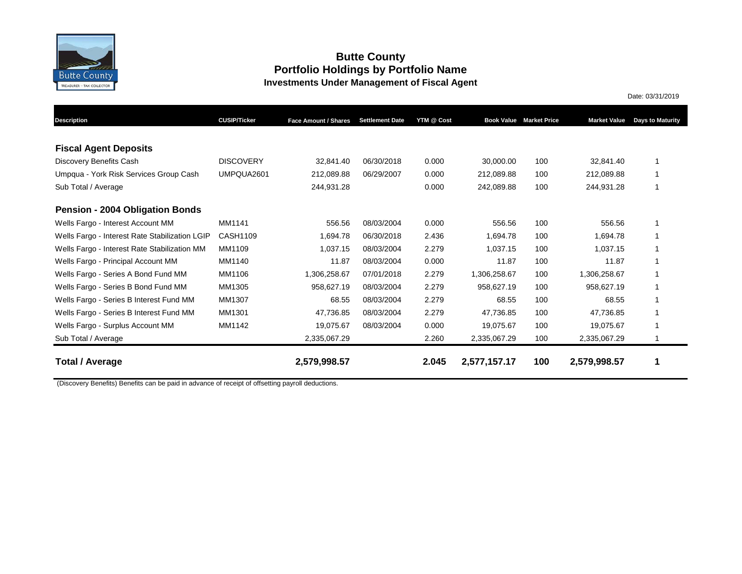# Butte County
## Portfolio Holdings by Portfolio Name
### Investments Under Management of Fiscal Agent

Date: 03/31/2019

| Description | CUSIP/Ticker | Face Amount / Shares | Settlement Date | YTM @ Cost | Book Value | Market Price | Market Value | Days to Maturity |
|---|---|---|---|---|---|---|---|---|
| **Fiscal Agent Deposits** | | | | | | | | |
| Discovery Benefits Cash | DISCOVERY | 32,841.40 | 06/30/2018 | 0.000 | 30,000.00 | 100 | 32,841.40 | 1 |
| Umpqua - York Risk Services Group Cash | UMPQUA2601 | 212,089.88 | 06/29/2007 | 0.000 | 212,089.88 | 100 | 212,089.88 | 1 |
| Sub Total / Average | | 244,931.28 | | 0.000 | 242,089.88 | 100 | 244,931.28 | 1 |
| **Pension - 2004 Obligation Bonds** | | | | | | | | |
| Wells Fargo - Interest Account MM | MM1141 | 556.56 | 08/03/2004 | 0.000 | 556.56 | 100 | 556.56 | 1 |
| Wells Fargo - Interest Rate Stabilization LGIP | CASH1109 | 1,694.78 | 06/30/2018 | 2.436 | 1,694.78 | 100 | 1,694.78 | 1 |
| Wells Fargo - Interest Rate Stabilization MM | MM1109 | 1,037.15 | 08/03/2004 | 2.279 | 1,037.15 | 100 | 1,037.15 | 1 |
| Wells Fargo - Principal Account MM | MM1140 | 11.87 | 08/03/2004 | 0.000 | 11.87 | 100 | 11.87 | 1 |
| Wells Fargo - Series A Bond Fund MM | MM1106 | 1,306,258.67 | 07/01/2018 | 2.279 | 1,306,258.67 | 100 | 1,306,258.67 | 1 |
| Wells Fargo - Series B Bond Fund MM | MM1305 | 958,627.19 | 08/03/2004 | 2.279 | 958,627.19 | 100 | 958,627.19 | 1 |
| Wells Fargo - Series B Interest Fund MM | MM1307 | 68.55 | 08/03/2004 | 2.279 | 68.55 | 100 | 68.55 | 1 |
| Wells Fargo - Series B Interest Fund MM | MM1301 | 47,736.85 | 08/03/2004 | 2.279 | 47,736.85 | 100 | 47,736.85 | 1 |
| Wells Fargo - Surplus Account MM | MM1142 | 19,075.67 | 08/03/2004 | 0.000 | 19,075.67 | 100 | 19,075.67 | 1 |
| Sub Total / Average | | 2,335,067.29 | | 2.260 | 2,335,067.29 | 100 | 2,335,067.29 | 1 |
| **Total / Average** | | **2,579,998.57** | | **2.045** | **2,577,157.17** | **100** | **2,579,998.57** | **1** |

(Discovery Benefits) Benefits can be paid in advance of receipt of offsetting payroll deductions.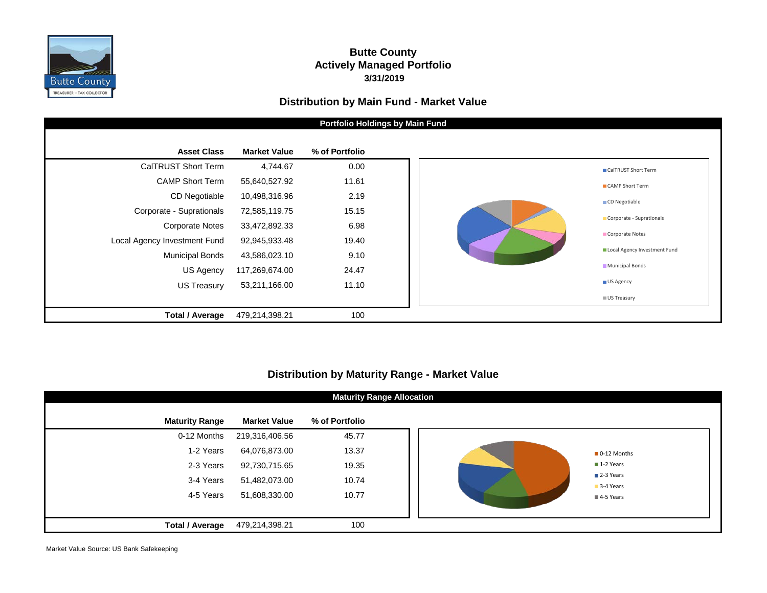# Butte County
## Actively Managed Portfolio
### 3/31/2019

## Distribution by Main Fund - Market Value

**Portfolio Holdings by Main Fund**

| Asset Class | Market Value | % of Portfolio |
|---|---|---|
| CalTRUST Short Term | 4,744.67 | 0.00 |
| CAMP Short Term | 55,640,527.92 | 11.61 |
| CD Negotiable | 10,498,316.96 | 2.19 |
| Corporate - Supranationals | 72,585,119.75 | 15.15 |
| Corporate Notes | 33,472,892.33 | 6.98 |
| Local Agency Investment Fund | 92,945,933.48 | 19.40 |
| Municipal Bonds | 43,586,023.10 | 9.10 |
| US Agency | 117,269,674.00 | 24.47 |
| US Treasury | 53,211,166.00 | 11.10 |
| **Total / Average** | 479,214,398.21 | 100 |

## Distribution by Maturity Range - Market Value

**Maturity Range Allocation**

| Maturity Range | Market Value | % of Portfolio |
|---|---|---|
| 0-12 Months | 219,316,406.56 | 45.77 |
| 1-2 Years | 64,076,873.00 | 13.37 |
| 2-3 Years | 92,730,715.65 | 19.35 |
| 3-4 Years | 51,482,073.00 | 10.74 |
| 4-5 Years | 51,608,330.00 | 10.77 |
| **Total / Average** | 479,214,398.21 | 100 |

Market Value Source: US Bank Safekeeping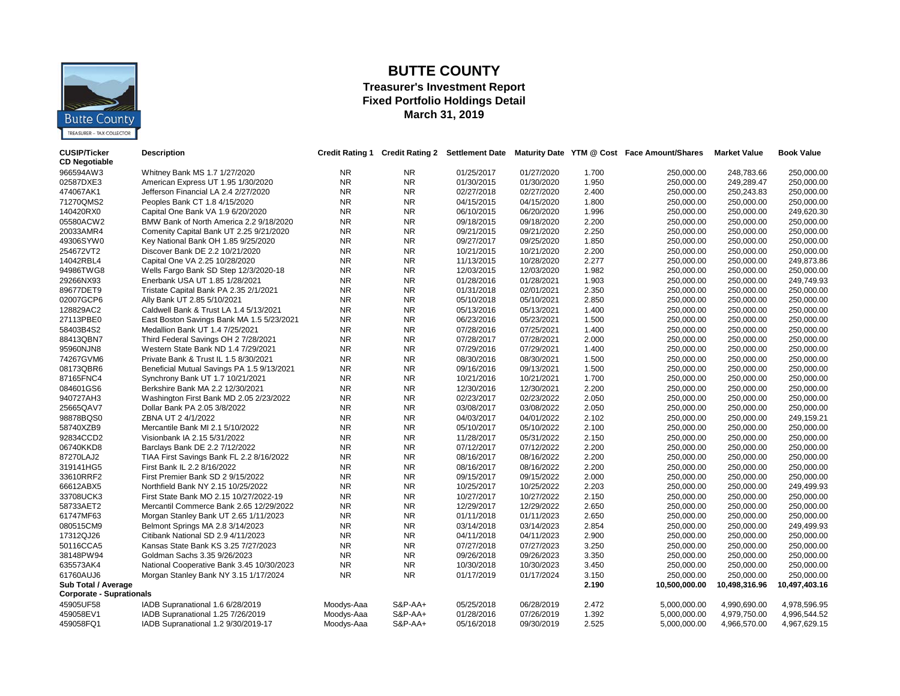# BUTTE COUNTY

## Treasurer's Investment Report
## Fixed Portfolio Holdings Detail
## March 31, 2019

| CUSIP/Ticker | Description | Credit Rating 1 | Credit Rating 2 | Settlement Date | Maturity Date | YTM @ Cost | Face Amount/Shares | Market Value | Book Value |
|---|---|---|---|---|---|---|---|---|---|
| **CD Negotiable** | | | | | | | | | |
| 966594AW3 | Whitney Bank MS 1.7 1/27/2020 | NR | NR | 01/25/2017 | 01/27/2020 | 1.700 | 250,000.00 | 248,783.66 | 250,000.00 |
| 02587DXE3 | American Express UT 1.95 1/30/2020 | NR | NR | 01/30/2015 | 01/30/2020 | 1.950 | 250,000.00 | 249,289.47 | 250,000.00 |
| 474067AK1 | Jefferson Financial LA 2.4 2/27/2020 | NR | NR | 02/27/2018 | 02/27/2020 | 2.400 | 250,000.00 | 250,243.83 | 250,000.00 |
| 71270QMS2 | Peoples Bank CT 1.8 4/15/2020 | NR | NR | 04/15/2015 | 04/15/2020 | 1.800 | 250,000.00 | 250,000.00 | 250,000.00 |
| 140420RX0 | Capital One Bank VA 1.9 6/20/2020 | NR | NR | 06/10/2015 | 06/20/2020 | 1.996 | 250,000.00 | 250,000.00 | 249,620.30 |
| 05580ACW2 | BMW Bank of North America 2.2 9/18/2020 | NR | NR | 09/18/2015 | 09/18/2020 | 2.200 | 250,000.00 | 250,000.00 | 250,000.00 |
| 20033AMR4 | Comenity Capital Bank UT 2.25 9/21/2020 | NR | NR | 09/21/2015 | 09/21/2020 | 2.250 | 250,000.00 | 250,000.00 | 250,000.00 |
| 49306SYW0 | Key National Bank OH 1.85 9/25/2020 | NR | NR | 09/27/2017 | 09/25/2020 | 1.850 | 250,000.00 | 250,000.00 | 250,000.00 |
| 254672VT2 | Discover Bank DE 2.2 10/21/2020 | NR | NR | 10/21/2015 | 10/21/2020 | 2.200 | 250,000.00 | 250,000.00 | 250,000.00 |
| 14042RBL4 | Capital One VA 2.25 10/28/2020 | NR | NR | 11/13/2015 | 10/28/2020 | 2.277 | 250,000.00 | 250,000.00 | 249,873.86 |
| 94986TWG8 | Wells Fargo Bank SD Step 12/3/2020-18 | NR | NR | 12/03/2015 | 12/03/2020 | 1.982 | 250,000.00 | 250,000.00 | 250,000.00 |
| 29266NX93 | Enerbank USA UT 1.85 1/28/2021 | NR | NR | 01/28/2016 | 01/28/2021 | 1.903 | 250,000.00 | 250,000.00 | 249,749.93 |
| 89677DET9 | Tristate Capital Bank PA 2.35 2/1/2021 | NR | NR | 01/31/2018 | 02/01/2021 | 2.350 | 250,000.00 | 250,000.00 | 250,000.00 |
| 02007GCP6 | Ally Bank UT 2.85 5/10/2021 | NR | NR | 05/10/2018 | 05/10/2021 | 2.850 | 250,000.00 | 250,000.00 | 250,000.00 |
| 128829AC2 | Caldwell Bank & Trust LA 1.4 5/13/2021 | NR | NR | 05/13/2016 | 05/13/2021 | 1.400 | 250,000.00 | 250,000.00 | 250,000.00 |
| 27113PBE0 | East Boston Savings Bank MA 1.5 5/23/2021 | NR | NR | 06/23/2016 | 05/23/2021 | 1.500 | 250,000.00 | 250,000.00 | 250,000.00 |
| 58403B4S2 | Medallion Bank UT 1.4 7/25/2021 | NR | NR | 07/28/2016 | 07/25/2021 | 1.400 | 250,000.00 | 250,000.00 | 250,000.00 |
| 88413QBN7 | Third Federal Savings OH 2 7/28/2021 | NR | NR | 07/28/2017 | 07/28/2021 | 2.000 | 250,000.00 | 250,000.00 | 250,000.00 |
| 95960NJN8 | Western State Bank ND 1.4 7/29/2021 | NR | NR | 07/29/2016 | 07/29/2021 | 1.400 | 250,000.00 | 250,000.00 | 250,000.00 |
| 74267GVM6 | Private Bank & Trust IL 1.5 8/30/2021 | NR | NR | 08/30/2016 | 08/30/2021 | 1.500 | 250,000.00 | 250,000.00 | 250,000.00 |
| 08173QBR6 | Beneficial Mutual Savings PA 1.5 9/13/2021 | NR | NR | 09/16/2016 | 09/13/2021 | 1.500 | 250,000.00 | 250,000.00 | 250,000.00 |
| 87165FNC4 | Synchrony Bank UT 1.7 10/21/2021 | NR | NR | 10/21/2016 | 10/21/2021 | 1.700 | 250,000.00 | 250,000.00 | 250,000.00 |
| 084601GS6 | Berkshire Bank MA 2.2 12/30/2021 | NR | NR | 12/30/2016 | 12/30/2021 | 2.200 | 250,000.00 | 250,000.00 | 250,000.00 |
| 940727AH3 | Washington First Bank MD 2.05 2/23/2022 | NR | NR | 02/23/2017 | 02/23/2022 | 2.050 | 250,000.00 | 250,000.00 | 250,000.00 |
| 25665QAV7 | Dollar Bank PA 2.05 3/8/2022 | NR | NR | 03/08/2017 | 03/08/2022 | 2.050 | 250,000.00 | 250,000.00 | 250,000.00 |
| 98878BQS0 | ZBNA UT 2 4/1/2022 | NR | NR | 04/03/2017 | 04/01/2022 | 2.102 | 250,000.00 | 250,000.00 | 249,159.21 |
| 58740XZB9 | Mercantile Bank MI 2.1 5/10/2022 | NR | NR | 05/10/2017 | 05/10/2022 | 2.100 | 250,000.00 | 250,000.00 | 250,000.00 |
| 92834CCD2 | Visionbank IA 2.15 5/31/2022 | NR | NR | 11/28/2017 | 05/31/2022 | 2.150 | 250,000.00 | 250,000.00 | 250,000.00 |
| 06740KKD8 | Barclays Bank DE 2.2 7/12/2022 | NR | NR | 07/12/2017 | 07/12/2022 | 2.200 | 250,000.00 | 250,000.00 | 250,000.00 |
| 87270LAJ2 | TIAA First Savings Bank FL 2.2 8/16/2022 | NR | NR | 08/16/2017 | 08/16/2022 | 2.200 | 250,000.00 | 250,000.00 | 250,000.00 |
| 319141HG5 | First Bank IL 2.2 8/16/2022 | NR | NR | 08/16/2017 | 08/16/2022 | 2.200 | 250,000.00 | 250,000.00 | 250,000.00 |
| 33610RRF2 | First Premier Bank SD 2 9/15/2022 | NR | NR | 09/15/2017 | 09/15/2022 | 2.000 | 250,000.00 | 250,000.00 | 250,000.00 |
| 66612ABX5 | Northfield Bank NY 2.15 10/25/2022 | NR | NR | 10/25/2017 | 10/25/2022 | 2.203 | 250,000.00 | 250,000.00 | 249,499.93 |
| 33708UCK3 | First State Bank MO 2.15 10/27/2022-19 | NR | NR | 10/27/2017 | 10/27/2022 | 2.150 | 250,000.00 | 250,000.00 | 250,000.00 |
| 58733AET2 | Mercantil Commerce Bank 2.65 12/29/2022 | NR | NR | 12/29/2017 | 12/29/2022 | 2.650 | 250,000.00 | 250,000.00 | 250,000.00 |
| 61747MF63 | Morgan Stanley Bank UT 2.65 1/11/2023 | NR | NR | 01/11/2018 | 01/11/2023 | 2.650 | 250,000.00 | 250,000.00 | 250,000.00 |
| 080515CM9 | Belmont Springs MA 2.8 3/14/2023 | NR | NR | 03/14/2018 | 03/14/2023 | 2.854 | 250,000.00 | 250,000.00 | 249,499.93 |
| 17312QJ26 | Citibank National SD 2.9 4/11/2023 | NR | NR | 04/11/2018 | 04/11/2023 | 2.900 | 250,000.00 | 250,000.00 | 250,000.00 |
| 50116CCA5 | Kansas State Bank KS 3.25 7/27/2023 | NR | NR | 07/27/2018 | 07/27/2023 | 3.250 | 250,000.00 | 250,000.00 | 250,000.00 |
| 38148PW94 | Goldman Sachs 3.35 9/26/2023 | NR | NR | 09/26/2018 | 09/26/2023 | 3.350 | 250,000.00 | 250,000.00 | 250,000.00 |
| 635573AK4 | National Cooperative Bank 3.45 10/30/2023 | NR | NR | 10/30/2018 | 10/30/2023 | 3.450 | 250,000.00 | 250,000.00 | 250,000.00 |
| 61760AUJ6 | Morgan Stanley Bank NY 3.15 1/17/2024 | NR | NR | 01/17/2019 | 01/17/2024 | 3.150 | 250,000.00 | 250,000.00 | 250,000.00 |
| **Sub Total / Average** | | | | | | **2.190** | **10,500,000.00** | **10,498,316.96** | **10,497,403.16** |
| **Corporate - Supranationals** | | | | | | | | | |
| 45905UF58 | IADB Supranational 1.6 6/28/2019 | Moodys-Aaa | S&P-AA+ | 05/25/2018 | 06/28/2019 | 2.472 | 5,000,000.00 | 4,990,690.00 | 4,978,596.95 |
| 459058EV1 | IADB Supranational 1.25 7/26/2019 | Moodys-Aaa | S&P-AA+ | 01/28/2016 | 07/26/2019 | 1.392 | 5,000,000.00 | 4,979,750.00 | 4,996,544.52 |
| 459058FQ1 | IADB Supranational 1.2 9/30/2019-17 | Moodys-Aaa | S&P-AA+ | 05/16/2018 | 09/30/2019 | 2.525 | 5,000,000.00 | 4,966,570.00 | 4,967,629.15 |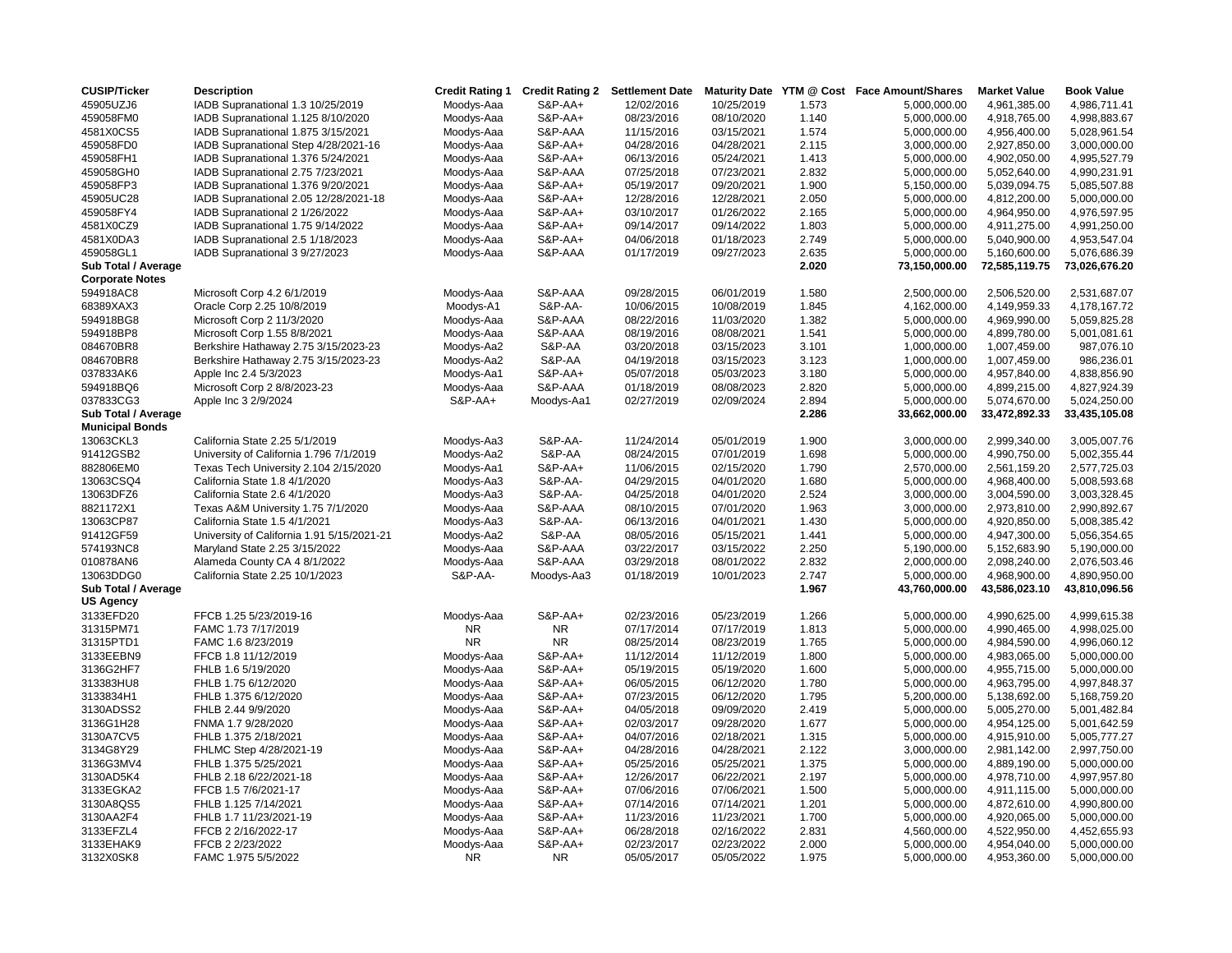| CUSIP/Ticker | Description | Credit Rating 1 | Credit Rating 2 | Settlement Date | Maturity Date | YTM @ Cost | Face Amount/Shares | Market Value | Book Value |
|---|---|---|---|---|---|---|---|---|---|
| 45905UZJ6 | IADB Supranational 1.3 10/25/2019 | Moodys-Aaa | S&P-AA+ | 12/02/2016 | 10/25/2019 | 1.573 | 5,000,000.00 | 4,961,385.00 | 4,986,711.41 |
| 459058FM0 | IADB Supranational 1.125 8/10/2020 | Moodys-Aaa | S&P-AA+ | 08/23/2016 | 08/10/2020 | 1.140 | 5,000,000.00 | 4,918,765.00 | 4,998,883.67 |
| 4581X0CS5 | IADB Supranational 1.875 3/15/2021 | Moodys-Aaa | S&P-AAA | 11/15/2016 | 03/15/2021 | 1.574 | 5,000,000.00 | 4,956,400.00 | 5,028,961.54 |
| 459058FD0 | IADB Supranational Step 4/28/2021-16 | Moodys-Aaa | S&P-AA+ | 04/28/2016 | 04/28/2021 | 2.115 | 3,000,000.00 | 2,927,850.00 | 3,000,000.00 |
| 459058FH1 | IADB Supranational 1.376 5/24/2021 | Moodys-Aaa | S&P-AA+ | 06/13/2016 | 05/24/2021 | 1.413 | 5,000,000.00 | 4,902,050.00 | 4,995,527.79 |
| 459058GH0 | IADB Supranational 2.75 7/23/2021 | Moodys-Aaa | S&P-AAA | 07/25/2018 | 07/23/2021 | 2.832 | 5,000,000.00 | 5,052,640.00 | 4,990,231.91 |
| 459058FP3 | IADB Supranational 1.376 9/20/2021 | Moodys-Aaa | S&P-AA+ | 05/19/2017 | 09/20/2021 | 1.900 | 5,150,000.00 | 5,039,094.75 | 5,085,507.88 |
| 45905UC28 | IADB Supranational 2.05 12/28/2021-18 | Moodys-Aaa | S&P-AA+ | 12/28/2016 | 12/28/2021 | 2.050 | 5,000,000.00 | 4,812,200.00 | 5,000,000.00 |
| 459058FY4 | IADB Supranational 2 1/26/2022 | Moodys-Aaa | S&P-AA+ | 03/10/2017 | 01/26/2022 | 2.165 | 5,000,000.00 | 4,964,950.00 | 4,976,597.95 |
| 4581X0CZ9 | IADB Supranational 1.75 9/14/2022 | Moodys-Aaa | S&P-AA+ | 09/14/2017 | 09/14/2022 | 1.803 | 5,000,000.00 | 4,911,275.00 | 4,991,250.00 |
| 4581X0DA3 | IADB Supranational 2.5 1/18/2023 | Moodys-Aaa | S&P-AA+ | 04/06/2018 | 01/18/2023 | 2.749 | 5,000,000.00 | 5,040,900.00 | 4,953,547.04 |
| 459058GL1 | IADB Supranational 3 9/27/2023 | Moodys-Aaa | S&P-AAA | 01/17/2019 | 09/27/2023 | 2.635 | 5,000,000.00 | 5,160,600.00 | 5,076,686.39 |
| **Sub Total / Average** | | | | | | **2.020** | **73,150,000.00** | **72,585,119.75** | **73,026,676.20** |
| **Corporate Notes** | | | | | | | | | |
| 594918AC8 | Microsoft Corp 4.2 6/1/2019 | Moodys-Aaa | S&P-AAA | 09/28/2015 | 06/01/2019 | 1.580 | 2,500,000.00 | 2,506,520.00 | 2,531,687.07 |
| 68389XAX3 | Oracle Corp 2.25 10/8/2019 | Moodys-A1 | S&P-AA- | 10/06/2015 | 10/08/2019 | 1.845 | 4,162,000.00 | 4,149,959.33 | 4,178,167.72 |
| 594918BG8 | Microsoft Corp 2 11/3/2020 | Moodys-Aaa | S&P-AAA | 08/22/2016 | 11/03/2020 | 1.382 | 5,000,000.00 | 4,969,990.00 | 5,059,825.28 |
| 594918BP8 | Microsoft Corp 1.55 8/8/2021 | Moodys-Aaa | S&P-AAA | 08/19/2016 | 08/08/2021 | 1.541 | 5,000,000.00 | 4,899,780.00 | 5,001,081.61 |
| 084670BR8 | Berkshire Hathaway 2.75 3/15/2023-23 | Moodys-Aa2 | S&P-AA | 03/20/2018 | 03/15/2023 | 3.101 | 1,000,000.00 | 1,007,459.00 | 987,076.10 |
| 084670BR8 | Berkshire Hathaway 2.75 3/15/2023-23 | Moodys-Aa2 | S&P-AA | 04/19/2018 | 03/15/2023 | 3.123 | 1,000,000.00 | 1,007,459.00 | 986,236.01 |
| 037833AK6 | Apple Inc 2.4 5/3/2023 | Moodys-Aa1 | S&P-AA+ | 05/07/2018 | 05/03/2023 | 3.180 | 5,000,000.00 | 4,957,840.00 | 4,838,856.90 |
| 594918BQ6 | Microsoft Corp 2 8/8/2023-23 | Moodys-Aaa | S&P-AAA | 01/18/2019 | 08/08/2023 | 2.820 | 5,000,000.00 | 4,899,215.00 | 4,827,924.39 |
| 037833CG3 | Apple Inc 3 2/9/2024 | S&P-AA+ | Moodys-Aa1 | 02/27/2019 | 02/09/2024 | 2.894 | 5,000,000.00 | 5,074,670.00 | 5,024,250.00 |
| **Sub Total / Average** | | | | | | **2.286** | **33,662,000.00** | **33,472,892.33** | **33,435,105.08** |
| **Municipal Bonds** | | | | | | | | | |
| 13063CKL3 | California State 2.25 5/1/2019 | Moodys-Aa3 | S&P-AA- | 11/24/2014 | 05/01/2019 | 1.900 | 3,000,000.00 | 2,999,340.00 | 3,005,007.76 |
| 91412GSB2 | University of California 1.796 7/1/2019 | Moodys-Aa2 | S&P-AA | 08/24/2015 | 07/01/2019 | 1.698 | 5,000,000.00 | 4,990,750.00 | 5,002,355.44 |
| 882806EM0 | Texas Tech University 2.104 2/15/2020 | Moodys-Aa1 | S&P-AA+ | 11/06/2015 | 02/15/2020 | 1.790 | 2,570,000.00 | 2,561,159.20 | 2,577,725.03 |
| 13063CSQ4 | California State 1.8 4/1/2020 | Moodys-Aa3 | S&P-AA- | 04/29/2015 | 04/01/2020 | 1.680 | 5,000,000.00 | 4,968,400.00 | 5,008,593.68 |
| 13063DFZ6 | California State 2.6 4/1/2020 | Moodys-Aa3 | S&P-AA- | 04/25/2018 | 04/01/2020 | 2.524 | 3,000,000.00 | 3,004,590.00 | 3,003,328.45 |
| 8821172X1 | Texas A&M University 1.75 7/1/2020 | Moodys-Aaa | S&P-AAA | 08/10/2015 | 07/01/2020 | 1.963 | 3,000,000.00 | 2,973,810.00 | 2,990,892.67 |
| 13063CP87 | California State 1.5 4/1/2021 | Moodys-Aa3 | S&P-AA- | 06/13/2016 | 04/01/2021 | 1.430 | 5,000,000.00 | 4,920,850.00 | 5,008,385.42 |
| 91412GF59 | University of California 1.91 5/15/2021-21 | Moodys-Aa2 | S&P-AA | 08/05/2016 | 05/15/2021 | 1.441 | 5,000,000.00 | 4,947,300.00 | 5,056,354.65 |
| 574193NC8 | Maryland State 2.25 3/15/2022 | Moodys-Aaa | S&P-AAA | 03/22/2017 | 03/15/2022 | 2.250 | 5,190,000.00 | 5,152,683.90 | 5,190,000.00 |
| 010878AN6 | Alameda County CA 4 8/1/2022 | Moodys-Aaa | S&P-AAA | 03/29/2018 | 08/01/2022 | 2.832 | 2,000,000.00 | 2,098,240.00 | 2,076,503.46 |
| 13063DDG0 | California State 2.25 10/1/2023 | S&P-AA- | Moodys-Aa3 | 01/18/2019 | 10/01/2023 | 2.747 | 5,000,000.00 | 4,968,900.00 | 4,890,950.00 |
| **Sub Total / Average** | | | | | | **1.967** | **43,760,000.00** | **43,586,023.10** | **43,810,096.56** |
| **US Agency** | | | | | | | | | |
| 3133EFD20 | FFCB 1.25 5/23/2019-16 | Moodys-Aaa | S&P-AA+ | 02/23/2016 | 05/23/2019 | 1.266 | 5,000,000.00 | 4,990,625.00 | 4,999,615.38 |
| 31315PM71 | FAMC 1.73 7/17/2019 | NR | NR | 07/17/2014 | 07/17/2019 | 1.813 | 5,000,000.00 | 4,990,465.00 | 4,998,025.00 |
| 31315PTD1 | FAMC 1.6 8/23/2019 | NR | NR | 08/25/2014 | 08/23/2019 | 1.765 | 5,000,000.00 | 4,984,590.00 | 4,996,060.12 |
| 3133EEBN9 | FFCB 1.8 11/12/2019 | Moodys-Aaa | S&P-AA+ | 11/12/2014 | 11/12/2019 | 1.800 | 5,000,000.00 | 4,983,065.00 | 5,000,000.00 |
| 3136G2HF7 | FHLB 1.6 5/19/2020 | Moodys-Aaa | S&P-AA+ | 05/19/2015 | 05/19/2020 | 1.600 | 5,000,000.00 | 4,955,715.00 | 5,000,000.00 |
| 313383HU8 | FHLB 1.75 6/12/2020 | Moodys-Aaa | S&P-AA+ | 06/05/2015 | 06/12/2020 | 1.780 | 5,000,000.00 | 4,963,795.00 | 4,997,848.37 |
| 3133834H1 | FHLB 1.375 6/12/2020 | Moodys-Aaa | S&P-AA+ | 07/23/2015 | 06/12/2020 | 1.795 | 5,200,000.00 | 5,138,692.00 | 5,168,759.20 |
| 3130ADSS2 | FHLB 2.44 9/9/2020 | Moodys-Aaa | S&P-AA+ | 04/05/2018 | 09/09/2020 | 2.419 | 5,000,000.00 | 5,005,270.00 | 5,001,482.84 |
| 3136G1H28 | FNMA 1.7 9/28/2020 | Moodys-Aaa | S&P-AA+ | 02/03/2017 | 09/28/2020 | 1.677 | 5,000,000.00 | 4,954,125.00 | 5,001,642.59 |
| 3130A7CV5 | FHLB 1.375 2/18/2021 | Moodys-Aaa | S&P-AA+ | 04/07/2016 | 02/18/2021 | 1.315 | 5,000,000.00 | 4,915,910.00 | 5,005,777.27 |
| 3134G8Y29 | FHLMC Step 4/28/2021-19 | Moodys-Aaa | S&P-AA+ | 04/28/2016 | 04/28/2021 | 2.122 | 3,000,000.00 | 2,981,142.00 | 2,997,750.00 |
| 3136G3MV4 | FHLB 1.375 5/25/2021 | Moodys-Aaa | S&P-AA+ | 05/25/2016 | 05/25/2021 | 1.375 | 5,000,000.00 | 4,889,190.00 | 5,000,000.00 |
| 3130AD5K4 | FHLB 2.18 6/22/2021-18 | Moodys-Aaa | S&P-AA+ | 12/26/2017 | 06/22/2021 | 2.197 | 5,000,000.00 | 4,978,710.00 | 4,997,957.80 |
| 3133EGKA2 | FFCB 1.5 7/6/2021-17 | Moodys-Aaa | S&P-AA+ | 07/06/2016 | 07/06/2021 | 1.500 | 5,000,000.00 | 4,911,115.00 | 5,000,000.00 |
| 3130A8QS5 | FHLB 1.125 7/14/2021 | Moodys-Aaa | S&P-AA+ | 07/14/2016 | 07/14/2021 | 1.201 | 5,000,000.00 | 4,872,610.00 | 4,990,800.00 |
| 3130AA2F4 | FHLB 1.7 11/23/2021-19 | Moodys-Aaa | S&P-AA+ | 11/23/2016 | 11/23/2021 | 1.700 | 5,000,000.00 | 4,920,065.00 | 5,000,000.00 |
| 3133EFZL4 | FFCB 2 2/16/2022-17 | Moodys-Aaa | S&P-AA+ | 06/28/2018 | 02/16/2022 | 2.831 | 4,560,000.00 | 4,522,950.00 | 4,452,655.93 |
| 3133EHAK9 | FFCB 2 2/23/2022 | Moodys-Aaa | S&P-AA+ | 02/23/2017 | 02/23/2022 | 2.000 | 5,000,000.00 | 4,954,040.00 | 5,000,000.00 |
| 3132X0SK8 | FAMC 1.975 5/5/2022 | NR | NR | 05/05/2017 | 05/05/2022 | 1.975 | 5,000,000.00 | 4,953,360.00 | 5,000,000.00 |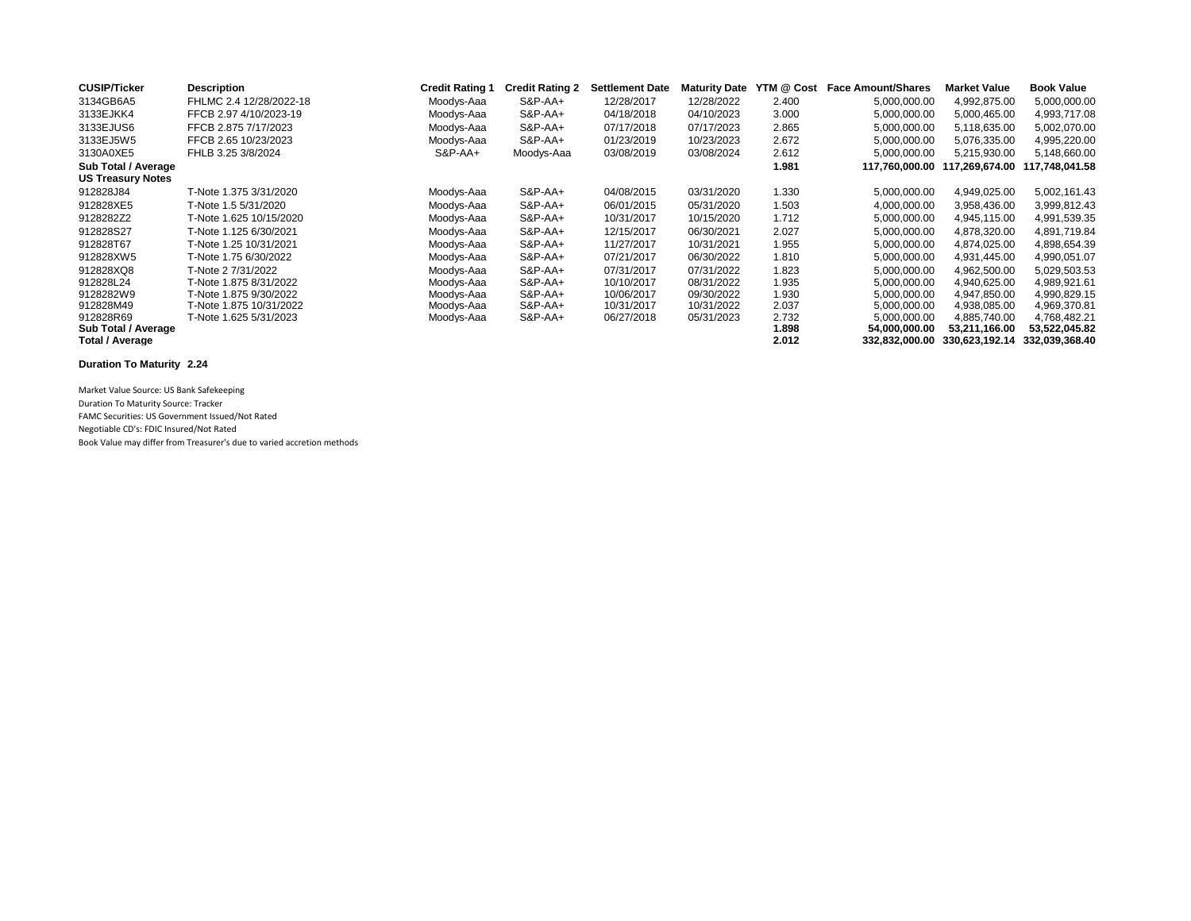| CUSIP/Ticker | Description | Credit Rating 1 | Credit Rating 2 | Settlement Date | Maturity Date | YTM @ Cost | Face Amount/Shares | Market Value | Book Value |
|---|---|---|---|---|---|---|---|---|---|
| 3134GB6A5 | FHLMC 2.4 12/28/2022-18 | Moodys-Aaa | S&P-AA+ | 12/28/2017 | 12/28/2022 | 2.400 | 5,000,000.00 | 4,992,875.00 | 5,000,000.00 |
| 3133EJKK4 | FFCB 2.97 4/10/2023-19 | Moodys-Aaa | S&P-AA+ | 04/18/2018 | 04/10/2023 | 3.000 | 5,000,000.00 | 5,000,465.00 | 4,993,717.08 |
| 3133EJUS6 | FFCB 2.875 7/17/2023 | Moodys-Aaa | S&P-AA+ | 07/17/2018 | 07/17/2023 | 2.865 | 5,000,000.00 | 5,118,635.00 | 5,002,070.00 |
| 3133EJ5W5 | FFCB 2.65 10/23/2023 | Moodys-Aaa | S&P-AA+ | 01/23/2019 | 10/23/2023 | 2.672 | 5,000,000.00 | 5,076,335.00 | 4,995,220.00 |
| 3130A0XE5 | FHLB 3.25 3/8/2024 | S&P-AA+ | Moodys-Aaa | 03/08/2019 | 03/08/2024 | 2.612 | 5,000,000.00 | 5,215,930.00 | 5,148,660.00 |
| **Sub Total / Average** | | | | | | **1.981** | **117,760,000.00** | **117,269,674.00** | **117,748,041.58** |
| **US Treasury Notes** | | | | | | | | | |
| 912828J84 | T-Note 1.375 3/31/2020 | Moodys-Aaa | S&P-AA+ | 04/08/2015 | 03/31/2020 | 1.330 | 5,000,000.00 | 4,949,025.00 | 5,002,161.43 |
| 912828XE5 | T-Note 1.5 5/31/2020 | Moodys-Aaa | S&P-AA+ | 06/01/2015 | 05/31/2020 | 1.503 | 4,000,000.00 | 3,958,436.00 | 3,999,812.43 |
| 9128282Z2 | T-Note 1.625 10/15/2020 | Moodys-Aaa | S&P-AA+ | 10/31/2017 | 10/15/2020 | 1.712 | 5,000,000.00 | 4,945,115.00 | 4,991,539.35 |
| 912828S27 | T-Note 1.125 6/30/2021 | Moodys-Aaa | S&P-AA+ | 12/15/2017 | 06/30/2021 | 2.027 | 5,000,000.00 | 4,878,320.00 | 4,891,719.84 |
| 912828T67 | T-Note 1.25 10/31/2021 | Moodys-Aaa | S&P-AA+ | 11/27/2017 | 10/31/2021 | 1.955 | 5,000,000.00 | 4,874,025.00 | 4,898,654.39 |
| 912828XW5 | T-Note 1.75 6/30/2022 | Moodys-Aaa | S&P-AA+ | 07/21/2017 | 06/30/2022 | 1.810 | 5,000,000.00 | 4,931,445.00 | 4,990,051.07 |
| 912828XQ8 | T-Note 2 7/31/2022 | Moodys-Aaa | S&P-AA+ | 07/31/2017 | 07/31/2022 | 1.823 | 5,000,000.00 | 4,962,500.00 | 5,029,503.53 |
| 912828L24 | T-Note 1.875 8/31/2022 | Moodys-Aaa | S&P-AA+ | 10/10/2017 | 08/31/2022 | 1.935 | 5,000,000.00 | 4,940,625.00 | 4,989,921.61 |
| 9128282W9 | T-Note 1.875 9/30/2022 | Moodys-Aaa | S&P-AA+ | 10/06/2017 | 09/30/2022 | 1.930 | 5,000,000.00 | 4,947,850.00 | 4,990,829.15 |
| 912828M49 | T-Note 1.875 10/31/2022 | Moodys-Aaa | S&P-AA+ | 10/31/2017 | 10/31/2022 | 2.037 | 5,000,000.00 | 4,938,085.00 | 4,969,370.81 |
| 912828R69 | T-Note 1.625 5/31/2023 | Moodys-Aaa | S&P-AA+ | 06/27/2018 | 05/31/2023 | 2.732 | 5,000,000.00 | 4,885,740.00 | 4,768,482.21 |
| **Sub Total / Average** | | | | | | **1.898** | **54,000,000.00** | **53,211,166.00** | **53,522,045.82** |
| **Total / Average** | | | | | | **2.012** | **332,832,000.00** | **330,623,192.14** | **332,039,368.40** |

**Duration To Maturity 2.24**

Market Value Source: US Bank Safekeeping

Duration To Maturity Source: Tracker

FAMC Securities: US Government Issued/Not Rated

Negotiable CD's: FDIC Insured/Not Rated

Book Value may differ from Treasurer's due to varied accretion methods